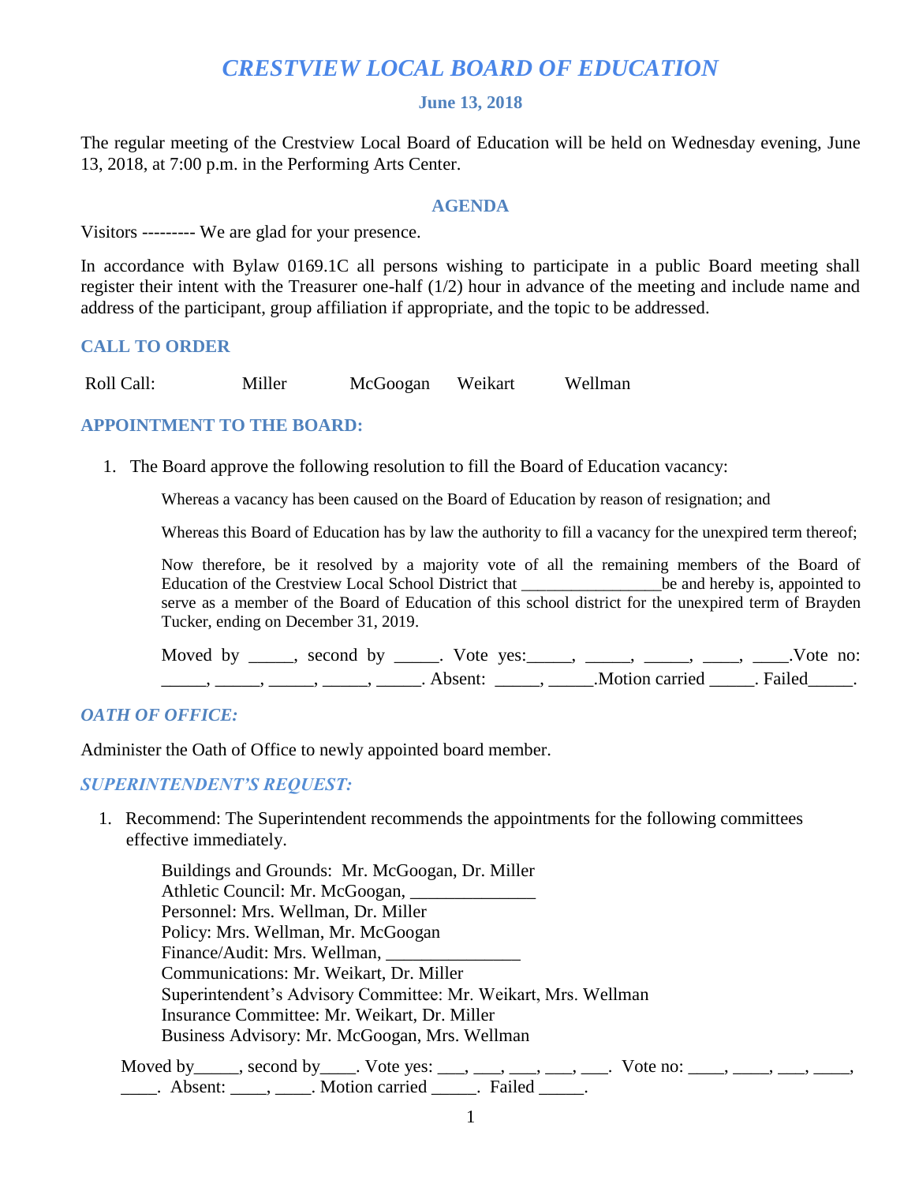# CRESTVIEW LOCAL BOARD OF EDUCATION

**June 13, 2018**

The regular meeting of the Crestview Local Board of Education will be held on Wednesday evening, June 13, 2018, at 7:00 p.m. in the Performing Arts Center.

## AGENDA

Visitors --------- We are glad for your presence.

In accordance with Bylaw 0169.1C all persons wishing to participate in a public Board meeting shall register their intent with the Treasurer one-half (1/2) hour in advance of the meeting and include name and address of the participant, group affiliation if appropriate, and the topic to be addressed.

### CALL TO ORDER

Roll Call: Miller McGoogan Weikart Wellman

### APPOINTMENT TO THE BOARD:

1. The Board approve the following resolution to fill the Board of Education vacancy:

   Whereas a vacancy has been caused on the Board of Education by reason of resignation; and

   Whereas this Board of Education has by law the authority to fill a vacancy for the unexpired term thereof;

   Now therefore, be it resolved by a majority vote of all the remaining members of the Board of Education of the Crestview Local School District that _________________be and hereby is, appointed to serve as a member of the Board of Education of this school district for the unexpired term of Brayden Tucker, ending on December 31, 2019.

   Moved by _____, second by _____. Vote yes:_____, _____, _____, ____, ____.Vote no: _____, _____, _____, _____, _____. Absent: _____, _____.Motion carried _____. Failed_____.

### *OATH OF OFFICE:*

Administer the Oath of Office to newly appointed board member.

### *SUPERINTENDENT'S REQUEST:*

1. Recommend: The Superintendent recommends the appointments for the following committees effective immediately.

   Buildings and Grounds: Mr. McGoogan, Dr. Miller
   Athletic Council: Mr. McGoogan, ______________
   Personnel: Mrs. Wellman, Dr. Miller
   Policy: Mrs. Wellman, Mr. McGoogan
   Finance/Audit: Mrs. Wellman, _______________
   Communications: Mr. Weikart, Dr. Miller
   Superintendent's Advisory Committee: Mr. Weikart, Mrs. Wellman
   Insurance Committee: Mr. Weikart, Dr. Miller
   Business Advisory: Mr. McGoogan, Mrs. Wellman

   Moved by_____, second by____. Vote yes: ___, ___, ___, ___, ___. Vote no: ____, ____, ___, ____, ____. Absent: ____, ____. Motion carried _____. Failed _____.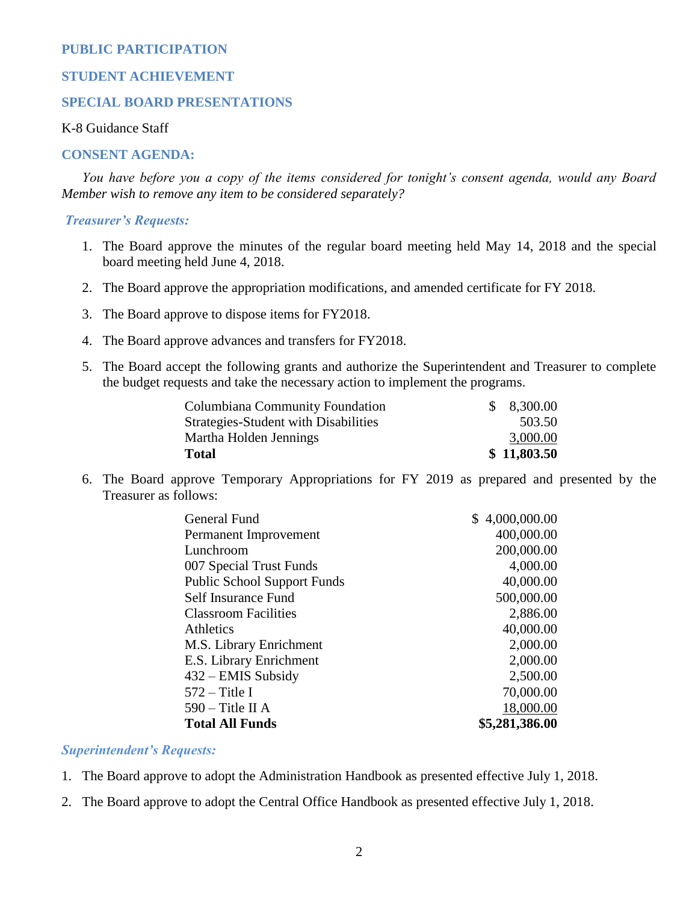## PUBLIC PARTICIPATION

## STUDENT ACHIEVEMENT

## SPECIAL BOARD PRESENTATIONS

K-8 Guidance Staff

## CONSENT AGENDA:

*You have before you a copy of the items considered for tonight's consent agenda, would any Board Member wish to remove any item to be considered separately?*

### *Treasurer's Requests:*

1. The Board approve the minutes of the regular board meeting held May 14, 2018 and the special board meeting held June 4, 2018.

2. The Board approve the appropriation modifications, and amended certificate for FY 2018.

3. The Board approve to dispose items for FY2018.

4. The Board approve advances and transfers for FY2018.

5. The Board accept the following grants and authorize the Superintendent and Treasurer to complete the budget requests and take the necessary action to implement the programs.

| | |
|---|---|
| Columbiana Community Foundation | $ 8,300.00 |
| Strategies-Student with Disabilities | 503.50 |
| Martha Holden Jennings | 3,000.00 |
| **Total** | **$ 11,803.50** |

6. The Board approve Temporary Appropriations for FY 2019 as prepared and presented by the Treasurer as follows:

| | |
|---|---|
| General Fund | $ 4,000,000.00 |
| Permanent Improvement | 400,000.00 |
| Lunchroom | 200,000.00 |
| 007 Special Trust Funds | 4,000.00 |
| Public School Support Funds | 40,000.00 |
| Self Insurance Fund | 500,000.00 |
| Classroom Facilities | 2,886.00 |
| Athletics | 40,000.00 |
| M.S. Library Enrichment | 2,000.00 |
| E.S. Library Enrichment | 2,000.00 |
| 432 – EMIS Subsidy | 2,500.00 |
| 572 – Title I | 70,000.00 |
| 590 – Title II A | 18,000.00 |
| **Total All Funds** | **$5,281,386.00** |

### *Superintendent's Requests:*

1. The Board approve to adopt the Administration Handbook as presented effective July 1, 2018.

2. The Board approve to adopt the Central Office Handbook as presented effective July 1, 2018.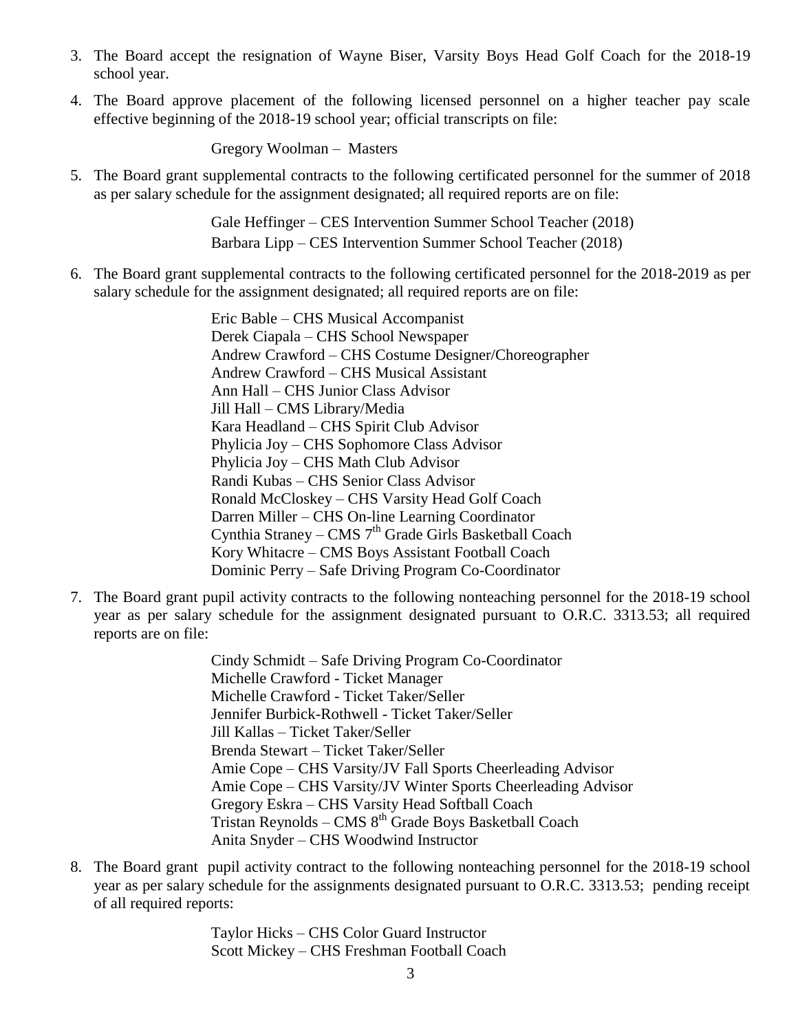3. The Board accept the resignation of Wayne Biser, Varsity Boys Head Golf Coach for the 2018-19 school year.

4. The Board approve placement of the following licensed personnel on a higher teacher pay scale effective beginning of the 2018-19 school year; official transcripts on file:

   Gregory Woolman – Masters

5. The Board grant supplemental contracts to the following certificated personnel for the summer of 2018 as per salary schedule for the assignment designated; all required reports are on file:

   Gale Heffinger – CES Intervention Summer School Teacher (2018)
   Barbara Lipp – CES Intervention Summer School Teacher (2018)

6. The Board grant supplemental contracts to the following certificated personnel for the 2018-2019 as per salary schedule for the assignment designated; all required reports are on file:

   Eric Bable – CHS Musical Accompanist
   Derek Ciapala – CHS School Newspaper
   Andrew Crawford – CHS Costume Designer/Choreographer
   Andrew Crawford – CHS Musical Assistant
   Ann Hall – CHS Junior Class Advisor
   Jill Hall – CMS Library/Media
   Kara Headland – CHS Spirit Club Advisor
   Phylicia Joy – CHS Sophomore Class Advisor
   Phylicia Joy – CHS Math Club Advisor
   Randi Kubas – CHS Senior Class Advisor
   Ronald McCloskey – CHS Varsity Head Golf Coach
   Darren Miller – CHS On-line Learning Coordinator
   Cynthia Straney – CMS 7th Grade Girls Basketball Coach
   Kory Whitacre – CMS Boys Assistant Football Coach
   Dominic Perry – Safe Driving Program Co-Coordinator

7. The Board grant pupil activity contracts to the following nonteaching personnel for the 2018-19 school year as per salary schedule for the assignment designated pursuant to O.R.C. 3313.53; all required reports are on file:

   Cindy Schmidt – Safe Driving Program Co-Coordinator
   Michelle Crawford - Ticket Manager
   Michelle Crawford - Ticket Taker/Seller
   Jennifer Burbick-Rothwell - Ticket Taker/Seller
   Jill Kallas – Ticket Taker/Seller
   Brenda Stewart – Ticket Taker/Seller
   Amie Cope – CHS Varsity/JV Fall Sports Cheerleading Advisor
   Amie Cope – CHS Varsity/JV Winter Sports Cheerleading Advisor
   Gregory Eskra – CHS Varsity Head Softball Coach
   Tristan Reynolds – CMS 8th Grade Boys Basketball Coach
   Anita Snyder – CHS Woodwind Instructor

8. The Board grant pupil activity contract to the following nonteaching personnel for the 2018-19 school year as per salary schedule for the assignments designated pursuant to O.R.C. 3313.53; pending receipt of all required reports:

   Taylor Hicks – CHS Color Guard Instructor
   Scott Mickey – CHS Freshman Football Coach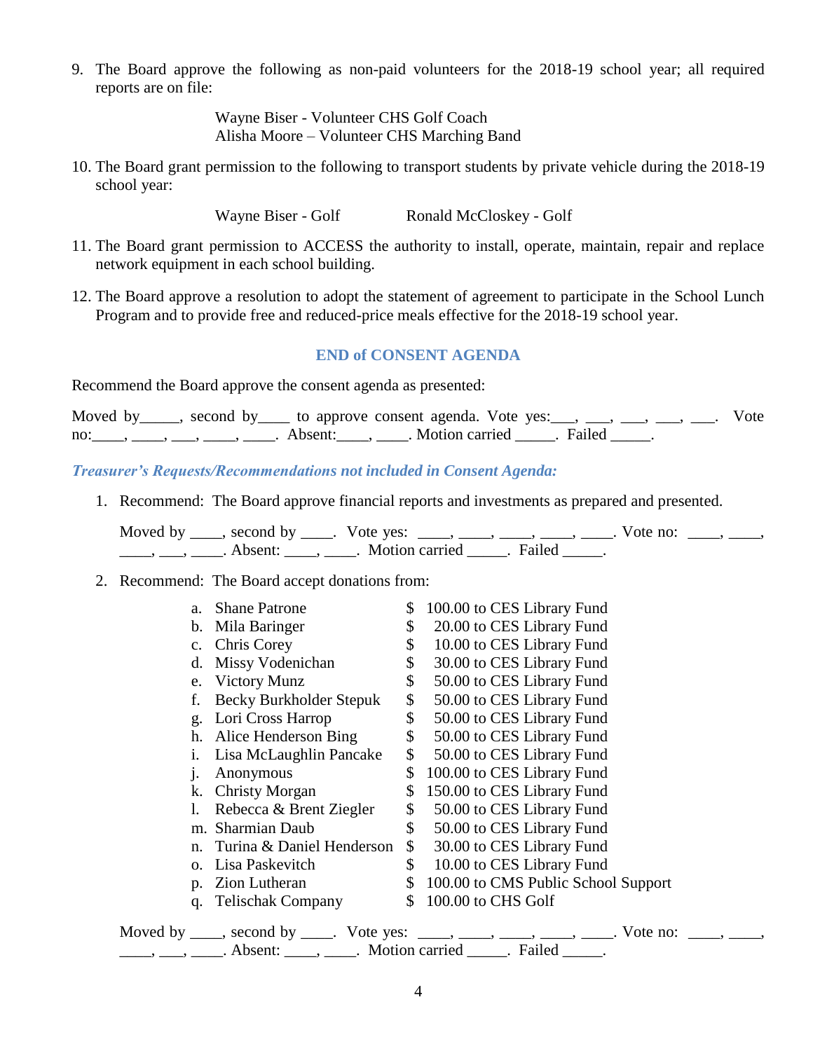9. The Board approve the following as non-paid volunteers for the 2018-19 school year; all required reports are on file:

   Wayne Biser - Volunteer CHS Golf Coach
   Alisha Moore – Volunteer CHS Marching Band

10. The Board grant permission to the following to transport students by private vehicle during the 2018-19 school year:

    Wayne Biser - Golf　　　　Ronald McCloskey - Golf

11. The Board grant permission to ACCESS the authority to install, operate, maintain, repair and replace network equipment in each school building.

12. The Board approve a resolution to adopt the statement of agreement to participate in the School Lunch Program and to provide free and reduced-price meals effective for the 2018-19 school year.

## END of CONSENT AGENDA

Recommend the Board approve the consent agenda as presented:

Moved by_____, second by____ to approve consent agenda. Vote yes:___, ___, ___, ___, ___. Vote no:____, ____, ___, ____, ____. Absent:____, ____. Motion carried _____. Failed _____.

### *Treasurer's Requests/Recommendations not included in Consent Agenda:*

1. Recommend: The Board approve financial reports and investments as prepared and presented.

   Moved by ____, second by ____. Vote yes: ____, ____, ____, ____, ____. Vote no: ____, ____, ____, ___, ____. Absent: ____, ____. Motion carried _____. Failed _____.

2. Recommend: The Board accept donations from:

   a. Shane Patrone　$ 100.00 to CES Library Fund
   b. Mila Baringer　$ 20.00 to CES Library Fund
   c. Chris Corey　$ 10.00 to CES Library Fund
   d. Missy Vodenichan　$ 30.00 to CES Library Fund
   e. Victory Munz　$ 50.00 to CES Library Fund
   f. Becky Burkholder Stepuk　$ 50.00 to CES Library Fund
   g. Lori Cross Harrop　$ 50.00 to CES Library Fund
   h. Alice Henderson Bing　$ 50.00 to CES Library Fund
   i. Lisa McLaughlin Pancake　$ 50.00 to CES Library Fund
   j. Anonymous　$ 100.00 to CES Library Fund
   k. Christy Morgan　$ 150.00 to CES Library Fund
   l. Rebecca & Brent Ziegler　$ 50.00 to CES Library Fund
   m. Sharmian Daub　$ 50.00 to CES Library Fund
   n. Turina & Daniel Henderson　$ 30.00 to CES Library Fund
   o. Lisa Paskevitch　$ 10.00 to CES Library Fund
   p. Zion Lutheran　$ 100.00 to CMS Public School Support
   q. Telischak Company　$ 100.00 to CHS Golf

   Moved by ____, second by ____. Vote yes: ____, ____, ____, ____, ____. Vote no: ____, ____, ____, ___, ____. Absent: ____, ____. Motion carried _____. Failed _____.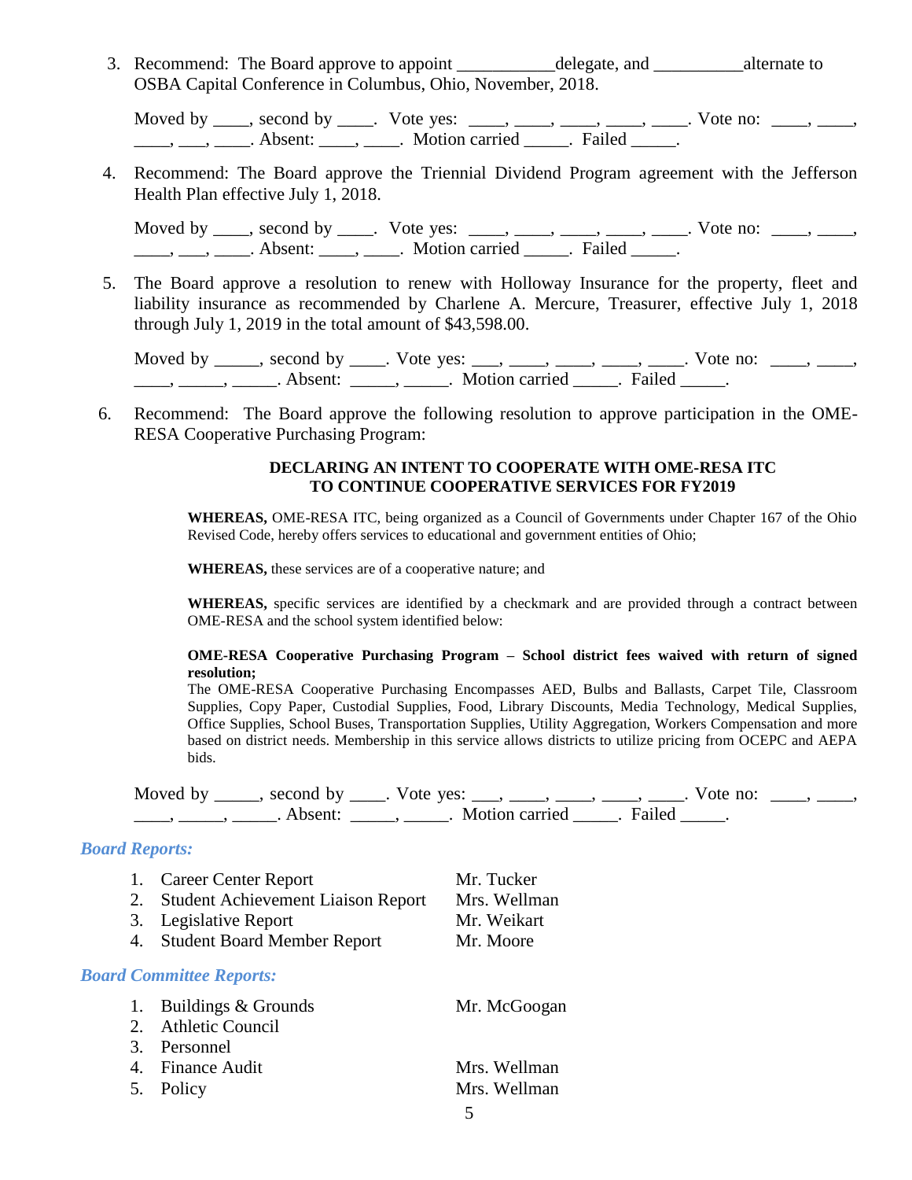3. Recommend: The Board approve to appoint ___________delegate, and __________alternate to OSBA Capital Conference in Columbus, Ohio, November, 2018.

   Moved by ____, second by ____. Vote yes: ____, ____, ____, ____, ____. Vote no: ____, ____, ____, ___, ____. Absent: ____, ____. Motion carried _____. Failed _____.

4. Recommend: The Board approve the Triennial Dividend Program agreement with the Jefferson Health Plan effective July 1, 2018.

   Moved by ____, second by ____. Vote yes: ____, ____, ____, ____, ____. Vote no: ____, ____, ____, ___, ____. Absent: ____, ____. Motion carried _____. Failed _____.

5. The Board approve a resolution to renew with Holloway Insurance for the property, fleet and liability insurance as recommended by Charlene A. Mercure, Treasurer, effective July 1, 2018 through July 1, 2019 in the total amount of $43,598.00.

   Moved by _____, second by ____. Vote yes: ___, ____, ____, ____, ____. Vote no: ____, ____, ____, _____, _____. Absent: _____, _____. Motion carried _____. Failed _____.

6. Recommend: The Board approve the following resolution to approve participation in the OME-RESA Cooperative Purchasing Program:

   **DECLARING AN INTENT TO COOPERATE WITH OME-RESA ITC TO CONTINUE COOPERATIVE SERVICES FOR FY2019**

   **WHEREAS,** OME-RESA ITC, being organized as a Council of Governments under Chapter 167 of the Ohio Revised Code, hereby offers services to educational and government entities of Ohio;

   **WHEREAS,** these services are of a cooperative nature; and

   **WHEREAS,** specific services are identified by a checkmark and are provided through a contract between OME-RESA and the school system identified below:

   **OME-RESA Cooperative Purchasing Program – School district fees waived with return of signed resolution;**
   The OME-RESA Cooperative Purchasing Encompasses AED, Bulbs and Ballasts, Carpet Tile, Classroom Supplies, Copy Paper, Custodial Supplies, Food, Library Discounts, Media Technology, Medical Supplies, Office Supplies, School Buses, Transportation Supplies, Utility Aggregation, Workers Compensation and more based on district needs. Membership in this service allows districts to utilize pricing from OCEPC and AEPA bids.

   Moved by _____, second by ____. Vote yes: ___, ____, ____, ____, ____. Vote no: ____, ____, ____, _____, _____. Absent: _____, _____. Motion carried _____. Failed _____.

### *Board Reports:*

1. Career Center Report — Mr. Tucker
2. Student Achievement Liaison Report — Mrs. Wellman
3. Legislative Report — Mr. Weikart
4. Student Board Member Report — Mr. Moore

### *Board Committee Reports:*

1. Buildings & Grounds — Mr. McGoogan
2. Athletic Council
3. Personnel
4. Finance Audit — Mrs. Wellman
5. Policy — Mrs. Wellman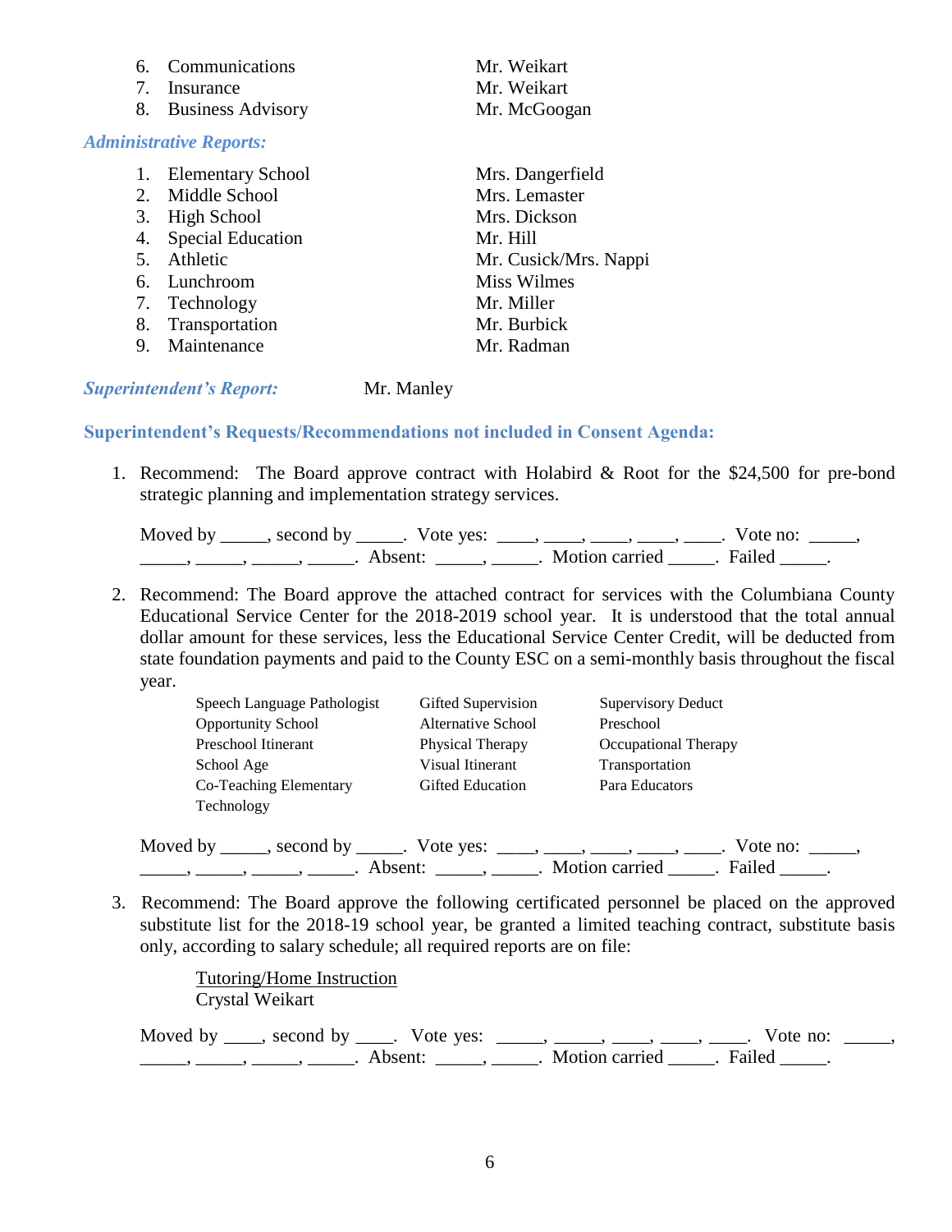6. Communications — Mr. Weikart
7. Insurance — Mr. Weikart
8. Business Advisory — Mr. McGoogan

***Administrative Reports:***

1. Elementary School — Mrs. Dangerfield
2. Middle School — Mrs. Lemaster
3. High School — Mrs. Dickson
4. Special Education — Mr. Hill
5. Athletic — Mr. Cusick/Mrs. Nappi
6. Lunchroom — Miss Wilmes
7. Technology — Mr. Miller
8. Transportation — Mr. Burbick
9. Maintenance — Mr. Radman

***Superintendent's Report:*** Mr. Manley

**Superintendent's Requests/Recommendations not included in Consent Agenda:**

1. Recommend: The Board approve contract with Holabird & Root for the $24,500 for pre-bond strategic planning and implementation strategy services.

   Moved by _____, second by _____. Vote yes: ____, ____, ____, ____, ____. Vote no: _____, _____, _____, _____, _____. Absent: _____, _____. Motion carried _____. Failed _____.

2. Recommend: The Board approve the attached contract for services with the Columbiana County Educational Service Center for the 2018-2019 school year. It is understood that the total annual dollar amount for these services, less the Educational Service Center Credit, will be deducted from state foundation payments and paid to the County ESC on a semi-monthly basis throughout the fiscal year.

   | | | |
   |---|---|---|
   | Speech Language Pathologist | Gifted Supervision | Supervisory Deduct |
   | Opportunity School | Alternative School | Preschool |
   | Preschool Itinerant | Physical Therapy | Occupational Therapy |
   | School Age | Visual Itinerant | Transportation |
   | Co-Teaching Elementary | Gifted Education | Para Educators |
   | Technology | | |

   Moved by _____, second by _____. Vote yes: ____, ____, ____, ____, ____. Vote no: _____, _____, _____, _____, _____. Absent: _____, _____. Motion carried _____. Failed _____.

3. Recommend: The Board approve the following certificated personnel be placed on the approved substitute list for the 2018-19 school year, be granted a limited teaching contract, substitute basis only, according to salary schedule; all required reports are on file:

   Tutoring/Home Instruction
   Crystal Weikart

   Moved by ____, second by ____. Vote yes: _____, _____, ____, ____, ____. Vote no: _____, _____, _____, _____, _____. Absent: _____, _____. Motion carried _____. Failed _____.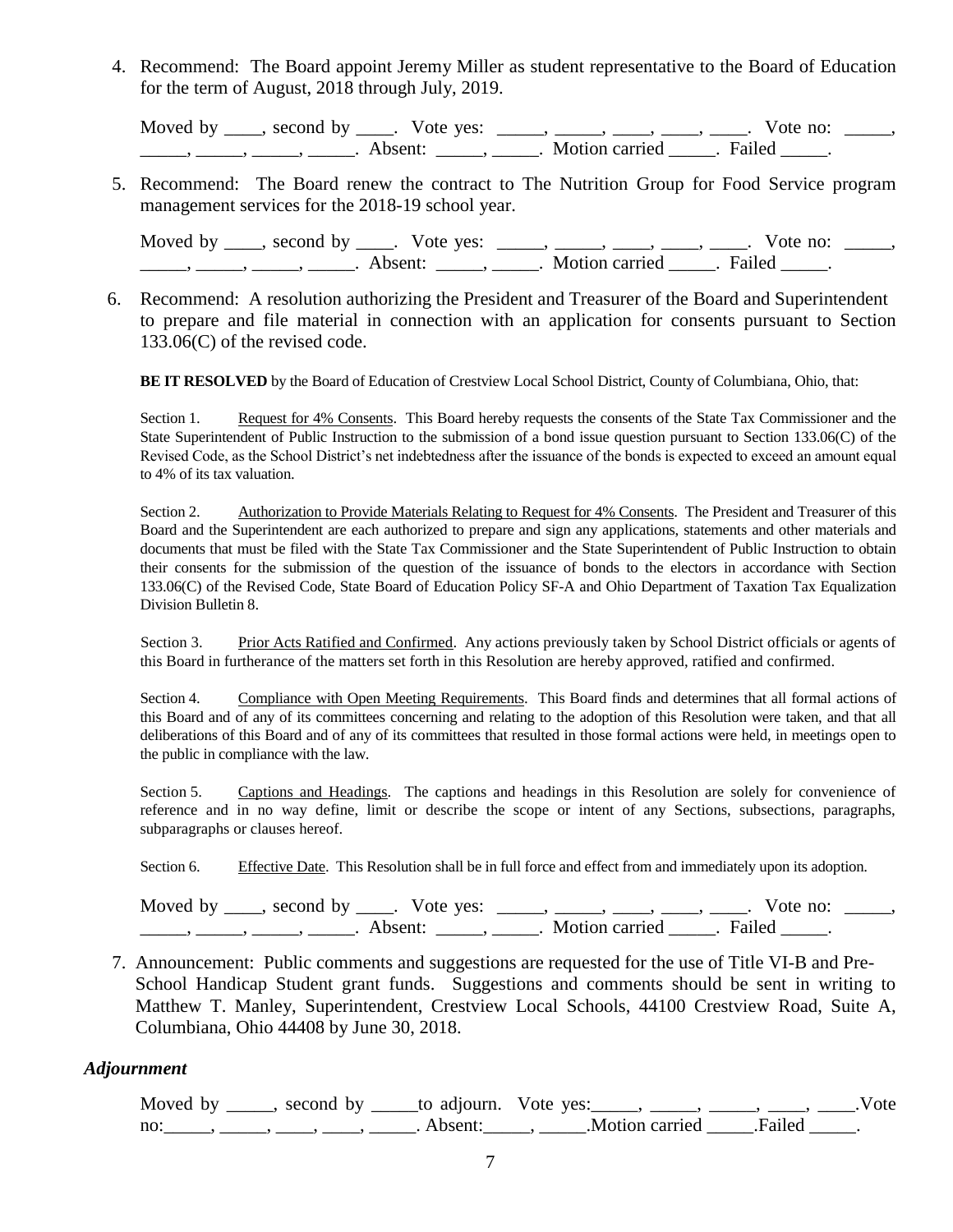4. Recommend: The Board appoint Jeremy Miller as student representative to the Board of Education for the term of August, 2018 through July, 2019.

   Moved by ____, second by ____. Vote yes: _____, _____, ____, ____, ____. Vote no: _____, _____, _____, _____, _____. Absent: _____, _____. Motion carried _____. Failed _____.

5. Recommend: The Board renew the contract to The Nutrition Group for Food Service program management services for the 2018-19 school year.

   Moved by ____, second by ____. Vote yes: _____, _____, ____, ____, ____. Vote no: _____, _____, _____, _____, _____. Absent: _____, _____. Motion carried _____. Failed _____.

6. Recommend: A resolution authorizing the President and Treasurer of the Board and Superintendent to prepare and file material in connection with an application for consents pursuant to Section 133.06(C) of the revised code.

   **BE IT RESOLVED** by the Board of Education of Crestview Local School District, County of Columbiana, Ohio, that:

   Section 1. Request for 4% Consents. This Board hereby requests the consents of the State Tax Commissioner and the State Superintendent of Public Instruction to the submission of a bond issue question pursuant to Section 133.06(C) of the Revised Code, as the School District's net indebtedness after the issuance of the bonds is expected to exceed an amount equal to 4% of its tax valuation.

   Section 2. Authorization to Provide Materials Relating to Request for 4% Consents. The President and Treasurer of this Board and the Superintendent are each authorized to prepare and sign any applications, statements and other materials and documents that must be filed with the State Tax Commissioner and the State Superintendent of Public Instruction to obtain their consents for the submission of the question of the issuance of bonds to the electors in accordance with Section 133.06(C) of the Revised Code, State Board of Education Policy SF-A and Ohio Department of Taxation Tax Equalization Division Bulletin 8.

   Section 3. Prior Acts Ratified and Confirmed. Any actions previously taken by School District officials or agents of this Board in furtherance of the matters set forth in this Resolution are hereby approved, ratified and confirmed.

   Section 4. Compliance with Open Meeting Requirements. This Board finds and determines that all formal actions of this Board and of any of its committees concerning and relating to the adoption of this Resolution were taken, and that all deliberations of this Board and of any of its committees that resulted in those formal actions were held, in meetings open to the public in compliance with the law.

   Section 5. Captions and Headings. The captions and headings in this Resolution are solely for convenience of reference and in no way define, limit or describe the scope or intent of any Sections, subsections, paragraphs, subparagraphs or clauses hereof.

   Section 6. Effective Date. This Resolution shall be in full force and effect from and immediately upon its adoption.

   Moved by ____, second by ____. Vote yes: _____, _____, ____, ____, ____. Vote no: _____, _____, _____, _____, _____. Absent: _____, _____. Motion carried _____. Failed _____.

7. Announcement: Public comments and suggestions are requested for the use of Title VI-B and Pre-School Handicap Student grant funds. Suggestions and comments should be sent in writing to Matthew T. Manley, Superintendent, Crestview Local Schools, 44100 Crestview Road, Suite A, Columbiana, Ohio 44408 by June 30, 2018.

### *Adjournment*

Moved by _____, second by _____to adjourn. Vote yes:_____, _____, _____, ____, ____.Vote no:_____, _____, ____, ____, _____. Absent:_____, _____.Motion carried _____.Failed _____.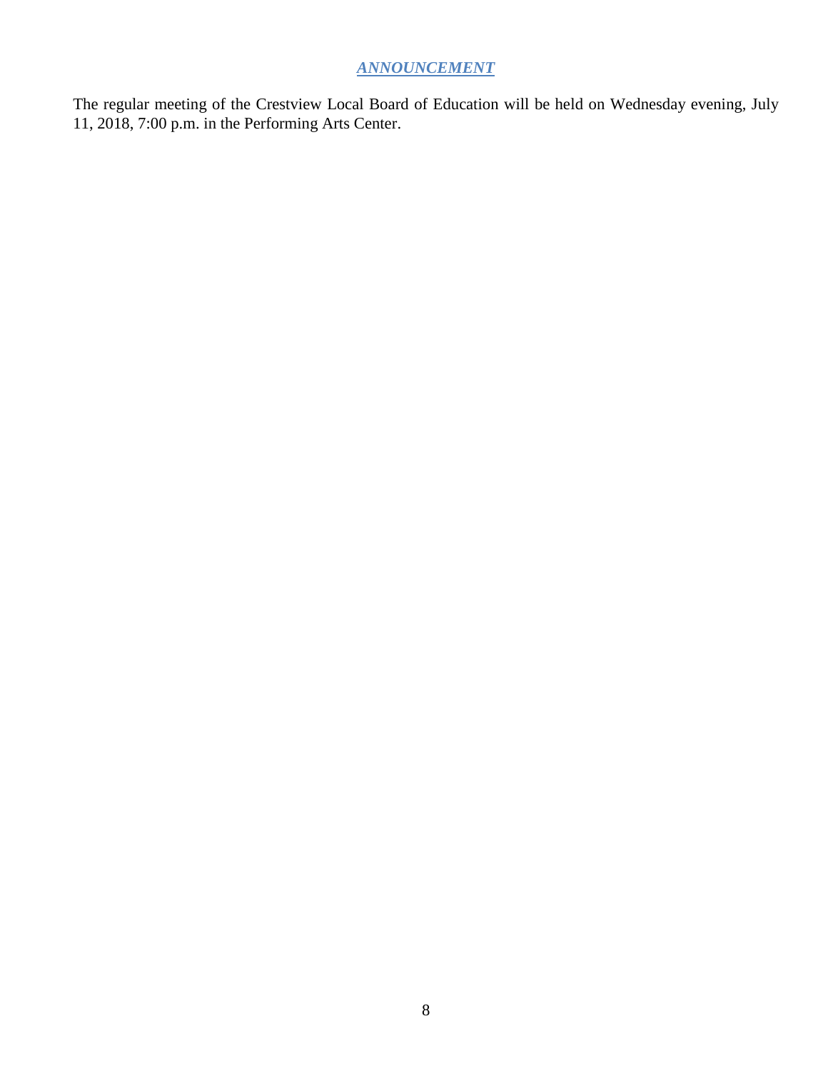## ***ANNOUNCEMENT***

The regular meeting of the Crestview Local Board of Education will be held on Wednesday evening, July 11, 2018, 7:00 p.m. in the Performing Arts Center.